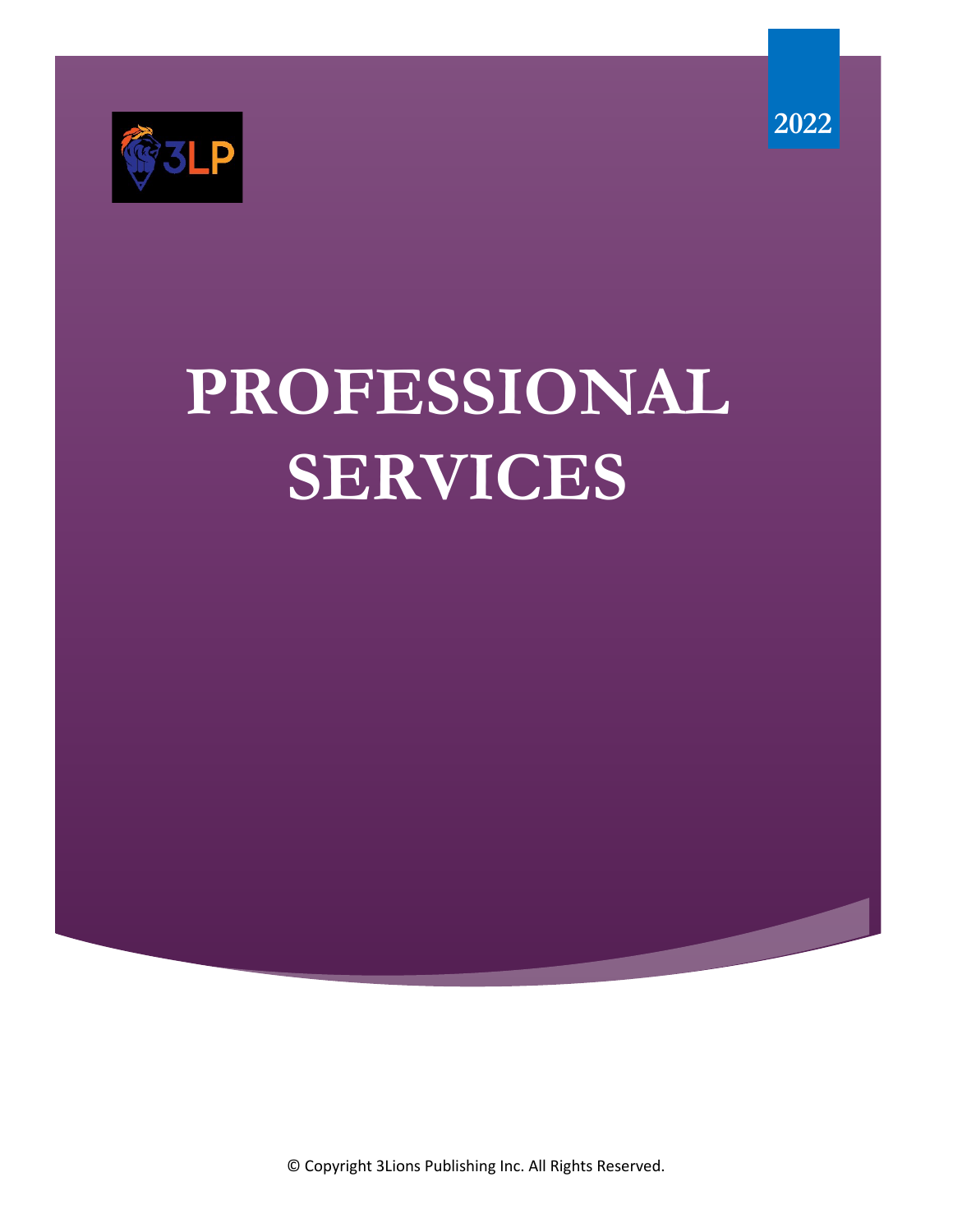2022

# PROFESSIONAL SERVICES

© Copyright 3Lions Publishing Inc. All Rights Reserved.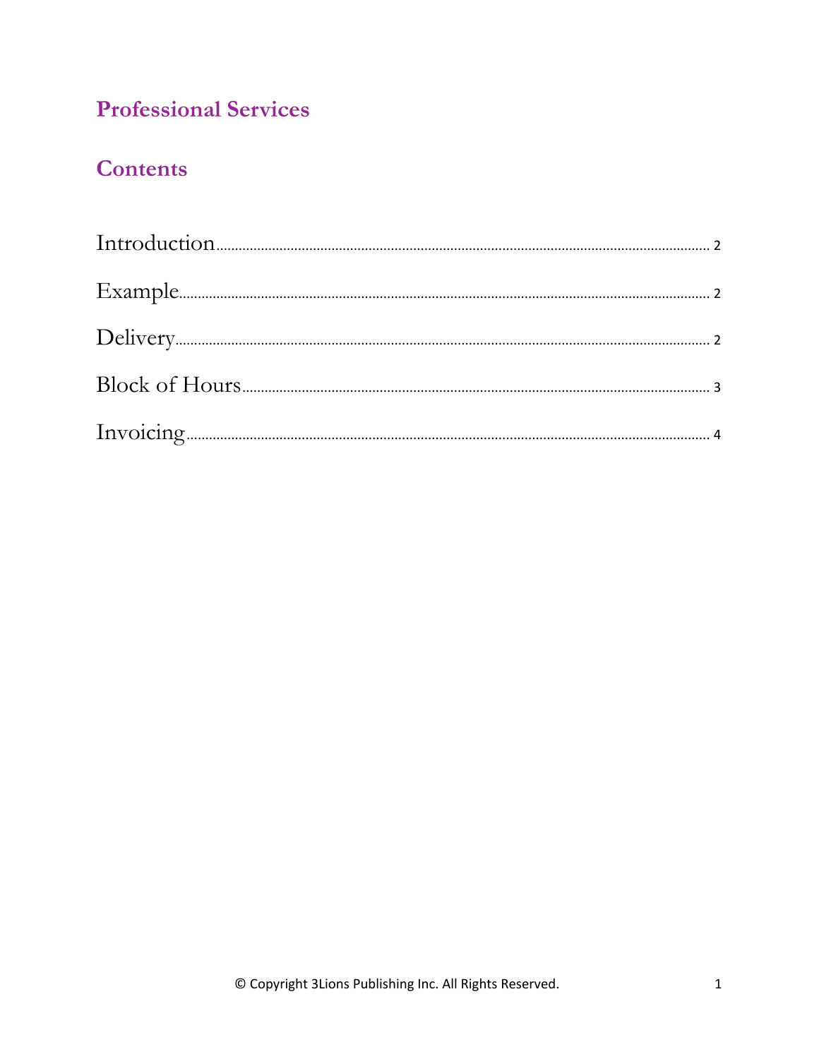# Professional Services

## Contents

Introduction ..... 2

Example ..... 2

Delivery ..... 2

Block of Hours ..... 3

Invoicing ..... 4

© Copyright 3Lions Publishing Inc. All Rights Reserved.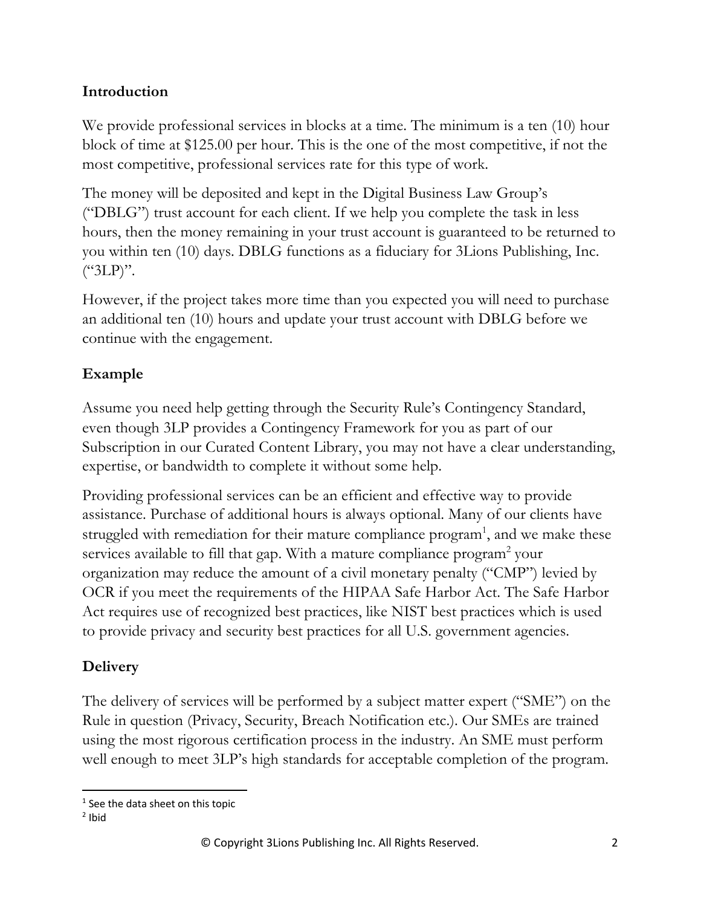## Introduction

We provide professional services in blocks at a time. The minimum is a ten (10) hour block of time at $125.00 per hour. This is the one of the most competitive, if not the most competitive, professional services rate for this type of work.

The money will be deposited and kept in the Digital Business Law Group's ("DBLG") trust account for each client. If we help you complete the task in less hours, then the money remaining in your trust account is guaranteed to be returned to you within ten (10) days. DBLG functions as a fiduciary for 3Lions Publishing, Inc. ("3LP)".

However, if the project takes more time than you expected you will need to purchase an additional ten (10) hours and update your trust account with DBLG before we continue with the engagement.

## Example

Assume you need help getting through the Security Rule's Contingency Standard, even though 3LP provides a Contingency Framework for you as part of our Subscription in our Curated Content Library, you may not have a clear understanding, expertise, or bandwidth to complete it without some help.

Providing professional services can be an efficient and effective way to provide assistance. Purchase of additional hours is always optional. Many of our clients have struggled with remediation for their mature compliance program[1], and we make these services available to fill that gap. With a mature compliance program[2] your organization may reduce the amount of a civil monetary penalty ("CMP") levied by OCR if you meet the requirements of the HIPAA Safe Harbor Act. The Safe Harbor Act requires use of recognized best practices, like NIST best practices which is used to provide privacy and security best practices for all U.S. government agencies.

## Delivery

The delivery of services will be performed by a subject matter expert ("SME") on the Rule in question (Privacy, Security, Breach Notification etc.). Our SMEs are trained using the most rigorous certification process in the industry. An SME must perform well enough to meet 3LP's high standards for acceptable completion of the program.

---

[1] See the data sheet on this topic

[2] Ibid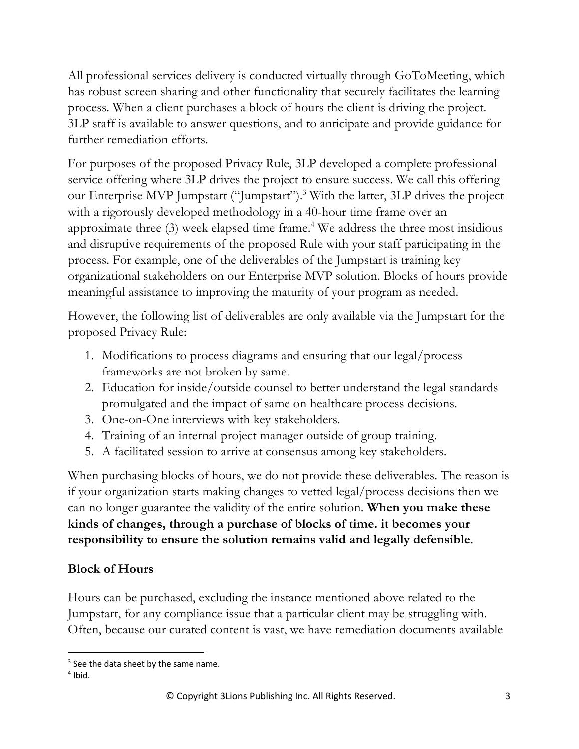All professional services delivery is conducted virtually through GoToMeeting, which has robust screen sharing and other functionality that securely facilitates the learning process. When a client purchases a block of hours the client is driving the project. 3LP staff is available to answer questions, and to anticipate and provide guidance for further remediation efforts.

For purposes of the proposed Privacy Rule, 3LP developed a complete professional service offering where 3LP drives the project to ensure success. We call this offering our Enterprise MVP Jumpstart ("Jumpstart").[3] With the latter, 3LP drives the project with a rigorously developed methodology in a 40-hour time frame over an approximate three (3) week elapsed time frame.[4] We address the three most insidious and disruptive requirements of the proposed Rule with your staff participating in the process. For example, one of the deliverables of the Jumpstart is training key organizational stakeholders on our Enterprise MVP solution. Blocks of hours provide meaningful assistance to improving the maturity of your program as needed.

However, the following list of deliverables are only available via the Jumpstart for the proposed Privacy Rule:

1. Modifications to process diagrams and ensuring that our legal/process frameworks are not broken by same.
2. Education for inside/outside counsel to better understand the legal standards promulgated and the impact of same on healthcare process decisions.
3. One-on-One interviews with key stakeholders.
4. Training of an internal project manager outside of group training.
5. A facilitated session to arrive at consensus among key stakeholders.

When purchasing blocks of hours, we do not provide these deliverables. The reason is if your organization starts making changes to vetted legal/process decisions then we can no longer guarantee the validity of the entire solution. **When you make these kinds of changes, through a purchase of blocks of time. it becomes your responsibility to ensure the solution remains valid and legally defensible**.

**Block of Hours**

Hours can be purchased, excluding the instance mentioned above related to the Jumpstart, for any compliance issue that a particular client may be struggling with. Often, because our curated content is vast, we have remediation documents available

[3] See the data sheet by the same name.

[4] Ibid.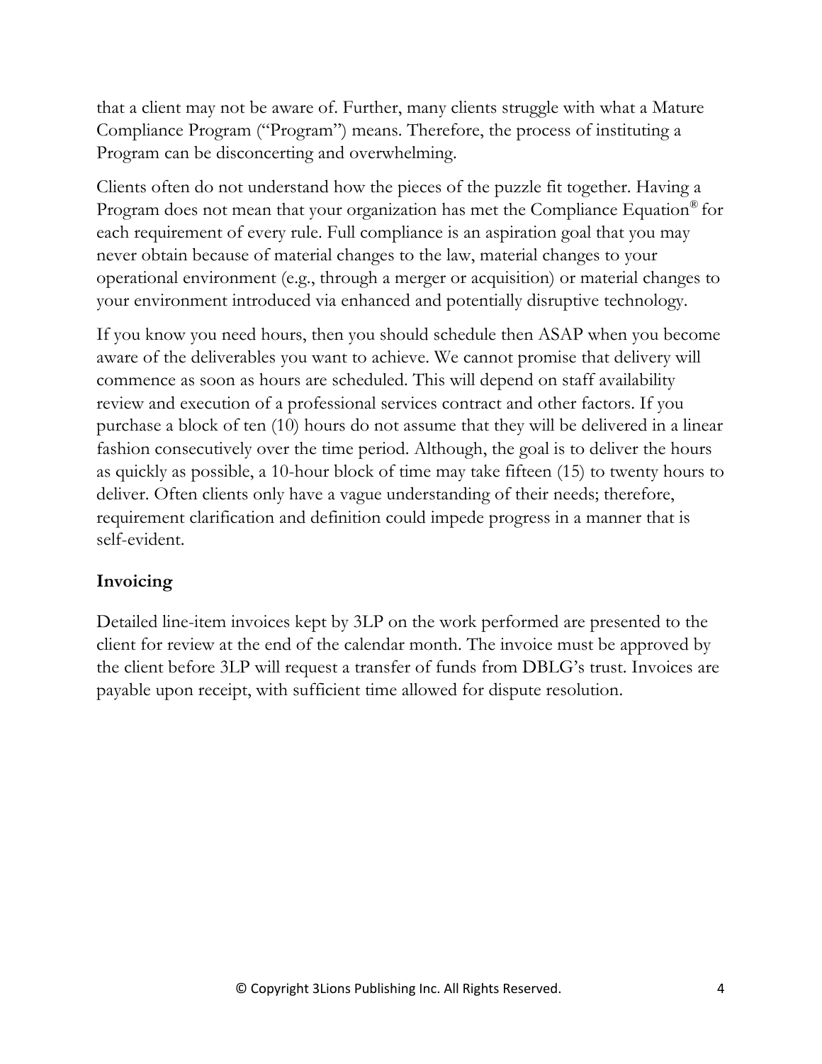that a client may not be aware of. Further, many clients struggle with what a Mature Compliance Program ("Program") means. Therefore, the process of instituting a Program can be disconcerting and overwhelming.

Clients often do not understand how the pieces of the puzzle fit together. Having a Program does not mean that your organization has met the Compliance Equation® for each requirement of every rule. Full compliance is an aspiration goal that you may never obtain because of material changes to the law, material changes to your operational environment (e.g., through a merger or acquisition) or material changes to your environment introduced via enhanced and potentially disruptive technology.

If you know you need hours, then you should schedule then ASAP when you become aware of the deliverables you want to achieve. We cannot promise that delivery will commence as soon as hours are scheduled. This will depend on staff availability review and execution of a professional services contract and other factors. If you purchase a block of ten (10) hours do not assume that they will be delivered in a linear fashion consecutively over the time period. Although, the goal is to deliver the hours as quickly as possible, a 10-hour block of time may take fifteen (15) to twenty hours to deliver. Often clients only have a vague understanding of their needs; therefore, requirement clarification and definition could impede progress in a manner that is self-evident.

## Invoicing

Detailed line-item invoices kept by 3LP on the work performed are presented to the client for review at the end of the calendar month. The invoice must be approved by the client before 3LP will request a transfer of funds from DBLG's trust. Invoices are payable upon receipt, with sufficient time allowed for dispute resolution.